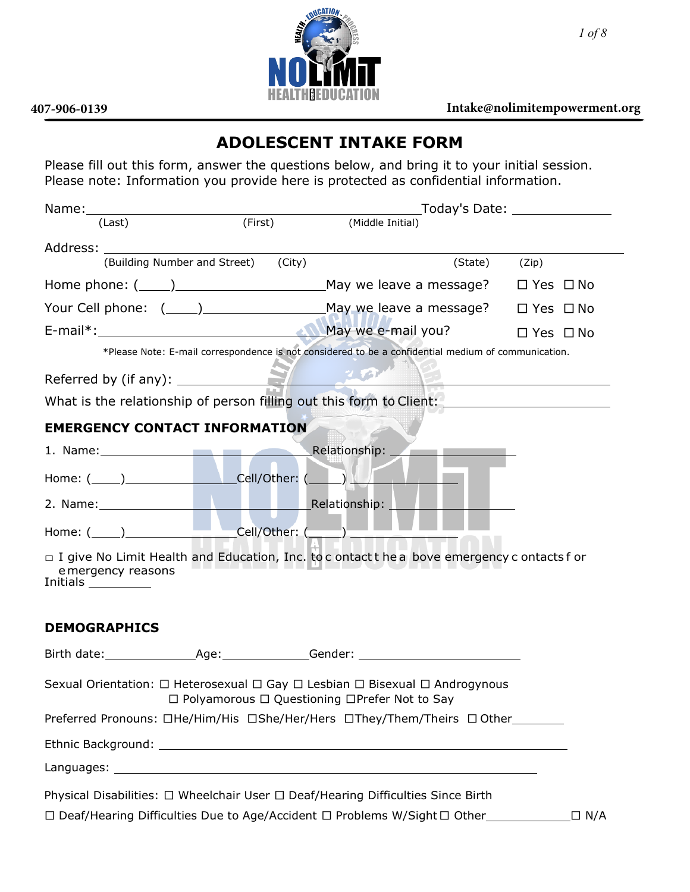407-906-0139 Intake@nolimitempowerment.org

# ADOLESCENT INTAKE FORM

Please fill out this form, answer the questions below, and bring it to your initial session.
Please note: Information you provide here is protected as confidential information.

Name: ______________________________________________ Today's Date: ______________
(Last) (First) (Middle Initial)

Address: ______________________________________________________________________
(Building Number and Street) (City) (State) (Zip)

Home phone: (____)____________________ May we leave a message? ☐ Yes ☐ No

Your Cell phone: (____)________________ May we leave a message? ☐ Yes ☐ No

E-mail*:______________________________ May we e-mail you? ☐ Yes ☐ No

*Please Note: E-mail correspondence is not considered to be a confidential medium of communication.

Referred by (if any): ____________________________________________________________

What is the relationship of person filling out this form to Client: ____________________

## EMERGENCY CONTACT INFORMATION

1. Name:______________________________ Relationship: ____________________

Home: (____)______________ Cell/Other: (____) ____________________

2. Name:______________________________ Relationship: ____________________

Home: (____)______________ Cell/Other: (____) ____________________

□ I give No Limit Health and Education, Inc. to contact the above emergency contacts for emergency reasons
Initials __________

## DEMOGRAPHICS

Birth date:______________ Age:______________ Gender: __________________________

Sexual Orientation: ☐ Heterosexual ☐ Gay ☐ Lesbian ☐ Bisexual ☐ Androgynous
☐ Polyamorous ☐ Questioning ☐Prefer Not to Say

Preferred Pronouns: ☐He/Him/His ☐She/Her/Hers ☐They/Them/Theirs ☐ Other________

Ethnic Background: _____________________________________________________________

Languages: ____________________________________________________________________

Physical Disabilities: ☐ Wheelchair User ☐ Deaf/Hearing Difficulties Since Birth
☐ Deaf/Hearing Difficulties Due to Age/Accident ☐ Problems W/Sight ☐ Other______________ ☐ N/A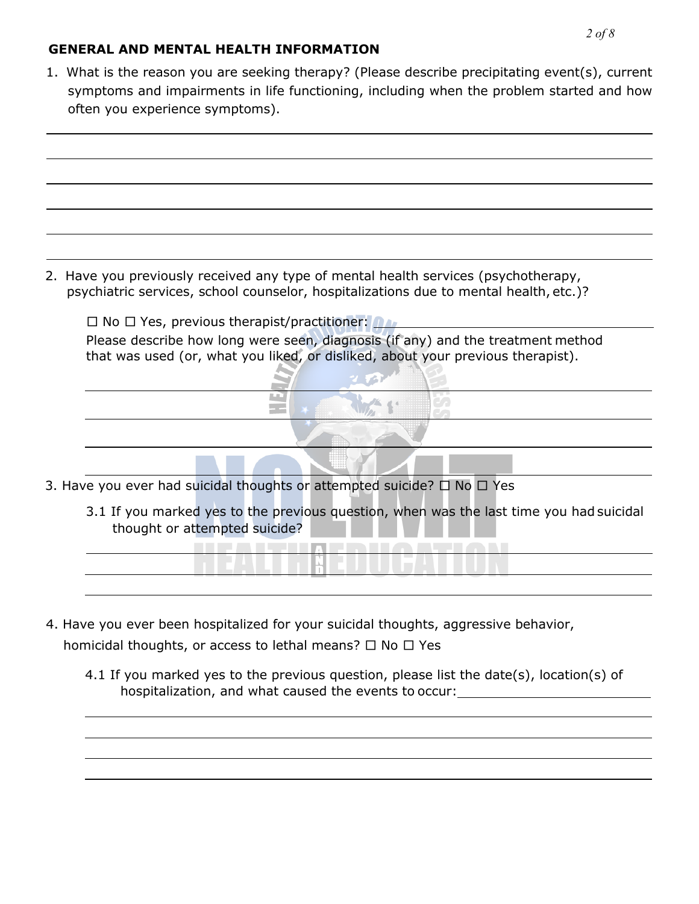## GENERAL AND MENTAL HEALTH INFORMATION

1. What is the reason you are seeking therapy? (Please describe precipitating event(s), current symptoms and impairments in life functioning, including when the problem started and how often you experience symptoms).

______________________________________________________________________

______________________________________________________________________

______________________________________________________________________

______________________________________________________________________

______________________________________________________________________

______________________________________________________________________

2. Have you previously received any type of mental health services (psychotherapy, psychiatric services, school counselor, hospitalizations due to mental health, etc.)?

   ☐ No ☐ Yes, previous therapist/practitioner: ______________________________

   Please describe how long were seen, diagnosis (if any) and the treatment method that was used (or, what you liked, or disliked, about your previous therapist).

   ______________________________________________________________________

   ______________________________________________________________________

   ______________________________________________________________________

   ______________________________________________________________________

3. Have you ever had suicidal thoughts or attempted suicide? ☐ No ☐ Yes

   3.1 If you marked yes to the previous question, when was the last time you had suicidal thought or attempted suicide?

   ______________________________________________________________________

   ______________________________________________________________________

   ______________________________________________________________________

4. Have you ever been hospitalized for your suicidal thoughts, aggressive behavior, homicidal thoughts, or access to lethal means? ☐ No ☐ Yes

   4.1 If you marked yes to the previous question, please list the date(s), location(s) of hospitalization, and what caused the events to occur: ______________________________

   ______________________________________________________________________

   ______________________________________________________________________

   ______________________________________________________________________

   ______________________________________________________________________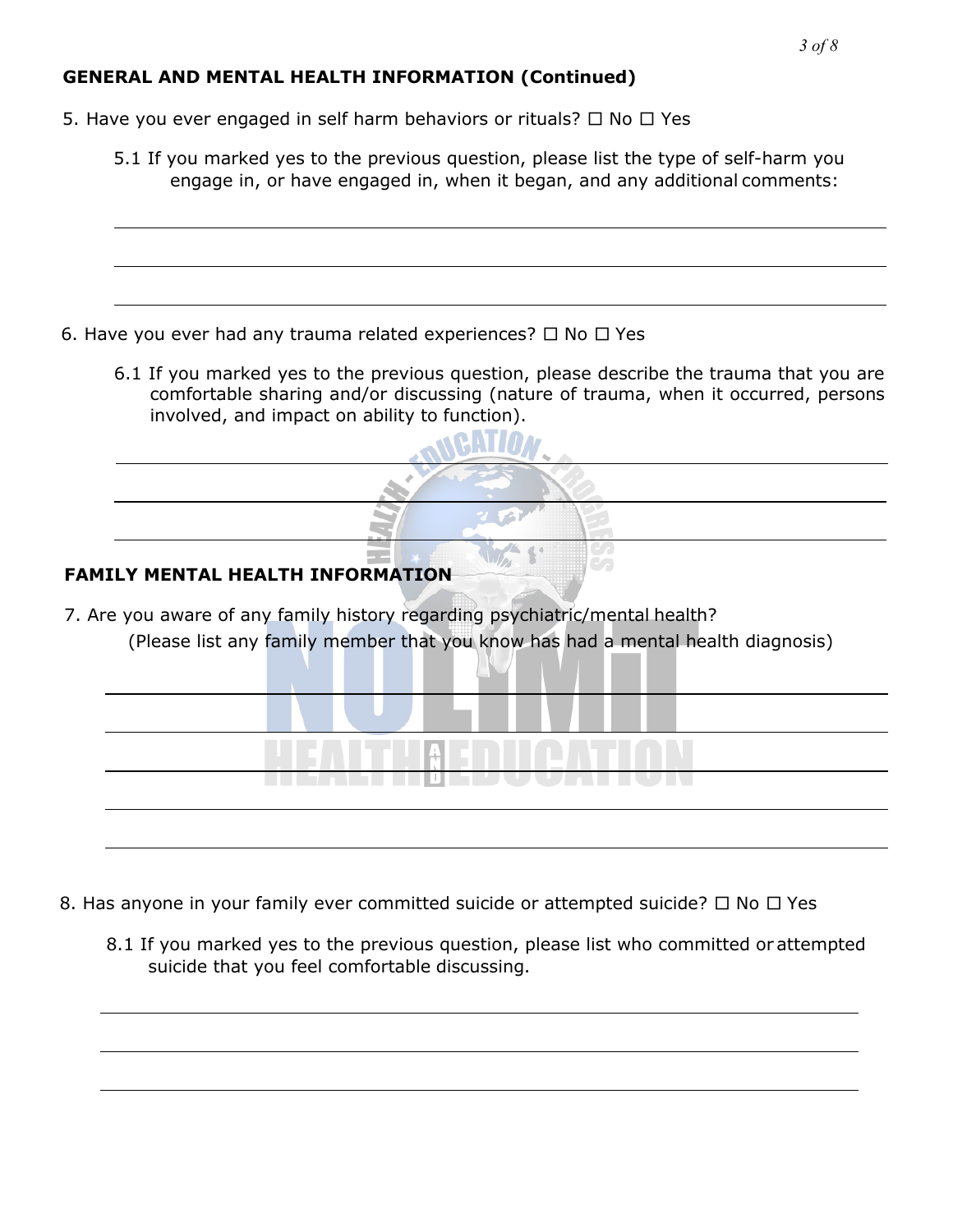## GENERAL AND MENTAL HEALTH INFORMATION (Continued)

5. Have you ever engaged in self harm behaviors or rituals? ☐ No ☐ Yes

   5.1 If you marked yes to the previous question, please list the type of self-harm you engage in, or have engaged in, when it began, and any additional comments:

   ______________________________________________

   ______________________________________________

   ______________________________________________

6. Have you ever had any trauma related experiences? ☐ No ☐ Yes

   6.1 If you marked yes to the previous question, please describe the trauma that you are comfortable sharing and/or discussing (nature of trauma, when it occurred, persons involved, and impact on ability to function).

   ______________________________________________

   ______________________________________________

   ______________________________________________

## FAMILY MENTAL HEALTH INFORMATION

7. Are you aware of any family history regarding psychiatric/mental health?
   (Please list any family member that you know has had a mental health diagnosis)

   ______________________________________________

   ______________________________________________

   ______________________________________________

   ______________________________________________

   ______________________________________________

8. Has anyone in your family ever committed suicide or attempted suicide? ☐ No ☐ Yes

   8.1 If you marked yes to the previous question, please list who committed or attempted suicide that you feel comfortable discussing.

   ______________________________________________

   ______________________________________________

   ______________________________________________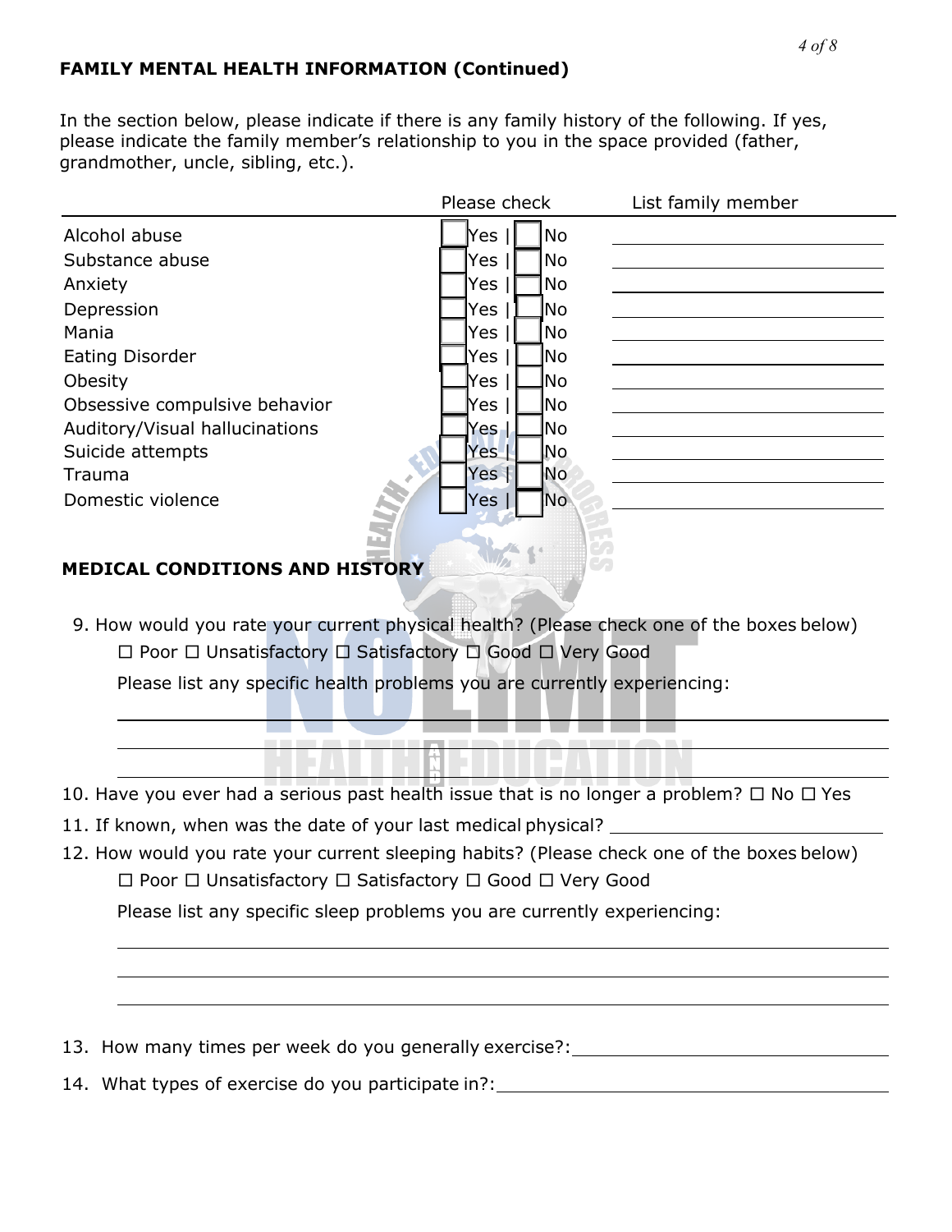**FAMILY MENTAL HEALTH INFORMATION (Continued)**

In the section below, please indicate if there is any family history of the following. If yes, please indicate the family member's relationship to you in the space provided (father, grandmother, uncle, sibling, etc.).

| | Please check | List family member |
|---|---|---|
| Alcohol abuse | ☐ Yes \| ☐ No | |
| Substance abuse | ☐ Yes \| ☐ No | |
| Anxiety | ☐ Yes \| ☐ No | |
| Depression | ☐ Yes \| ☐ No | |
| Mania | ☐ Yes \| ☐ No | |
| Eating Disorder | ☐ Yes \| ☐ No | |
| Obesity | ☐ Yes \| ☐ No | |
| Obsessive compulsive behavior | ☐ Yes \| ☐ No | |
| Auditory/Visual hallucinations | ☐ Yes \| ☐ No | |
| Suicide attempts | ☐ Yes \| ☐ No | |
| Trauma | ☐ Yes \| ☐ No | |
| Domestic violence | ☐ Yes \| ☐ No | |

**MEDICAL CONDITIONS AND HISTORY**

9. How would you rate your current physical health? (Please check one of the boxes below)

   ☐ Poor ☐ Unsatisfactory ☐ Satisfactory ☐ Good ☐ Very Good

   Please list any specific health problems you are currently experiencing:

   ______________________________________________

   ______________________________________________

   ______________________________________________

10. Have you ever had a serious past health issue that is no longer a problem? ☐ No ☐ Yes
11. If known, when was the date of your last medical physical? ______________________
12. How would you rate your current sleeping habits? (Please check one of the boxes below)

    ☐ Poor ☐ Unsatisfactory ☐ Satisfactory ☐ Good ☐ Very Good

    Please list any specific sleep problems you are currently experiencing:

    ______________________________________________

    ______________________________________________

    ______________________________________________

13. How many times per week do you generally exercise?: ______________________
14. What types of exercise do you participate in?: ______________________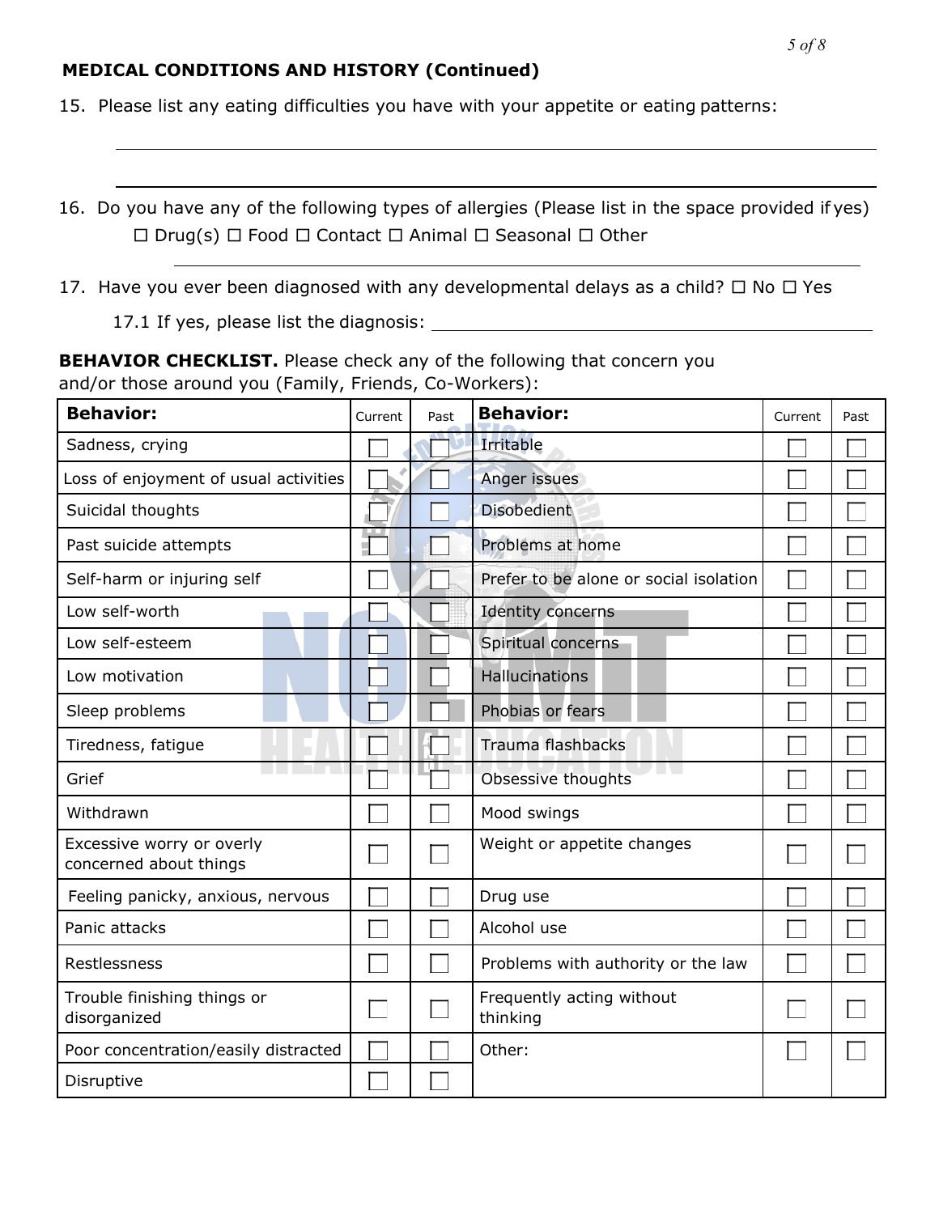## MEDICAL CONDITIONS AND HISTORY (Continued)

15. Please list any eating difficulties you have with your appetite or eating patterns:

_______________________________________________________________

_______________________________________________________________

16. Do you have any of the following types of allergies (Please list in the space provided if yes)
    ☐ Drug(s) ☐ Food ☐ Contact ☐ Animal ☐ Seasonal ☐ Other

    _______________________________________________________________

17. Have you ever been diagnosed with any developmental delays as a child? ☐ No ☐ Yes

    17.1 If yes, please list the diagnosis: ____________________________

**BEHAVIOR CHECKLIST.** Please check any of the following that concern you and/or those around you (Family, Friends, Co-Workers):

| **Behavior:** | Current | Past | **Behavior:** | Current | Past |
|---|---|---|---|---|---|
| Sadness, crying | ☐ | ☐ | Irritable | ☐ | ☐ |
| Loss of enjoyment of usual activities | ☐ | ☐ | Anger issues | ☐ | ☐ |
| Suicidal thoughts | ☐ | ☐ | Disobedient | ☐ | ☐ |
| Past suicide attempts | ☐ | ☐ | Problems at home | ☐ | ☐ |
| Self-harm or injuring self | ☐ | ☐ | Prefer to be alone or social isolation | ☐ | ☐ |
| Low self-worth | ☐ | ☐ | Identity concerns | ☐ | ☐ |
| Low self-esteem | ☐ | ☐ | Spiritual concerns | ☐ | ☐ |
| Low motivation | ☐ | ☐ | Hallucinations | ☐ | ☐ |
| Sleep problems | ☐ | ☐ | Phobias or fears | ☐ | ☐ |
| Tiredness, fatigue | ☐ | ☐ | Trauma flashbacks | ☐ | ☐ |
| Grief | ☐ | ☐ | Obsessive thoughts | ☐ | ☐ |
| Withdrawn | ☐ | ☐ | Mood swings | ☐ | ☐ |
| Excessive worry or overly concerned about things | ☐ | ☐ | Weight or appetite changes | ☐ | ☐ |
| Feeling panicky, anxious, nervous | ☐ | ☐ | Drug use | ☐ | ☐ |
| Panic attacks | ☐ | ☐ | Alcohol use | ☐ | ☐ |
| Restlessness | ☐ | ☐ | Problems with authority or the law | ☐ | ☐ |
| Trouble finishing things or disorganized | ☐ | ☐ | Frequently acting without thinking | ☐ | ☐ |
| Poor concentration/easily distracted | ☐ | ☐ | Other: | ☐ | ☐ |
| Disruptive | ☐ | ☐ | | | |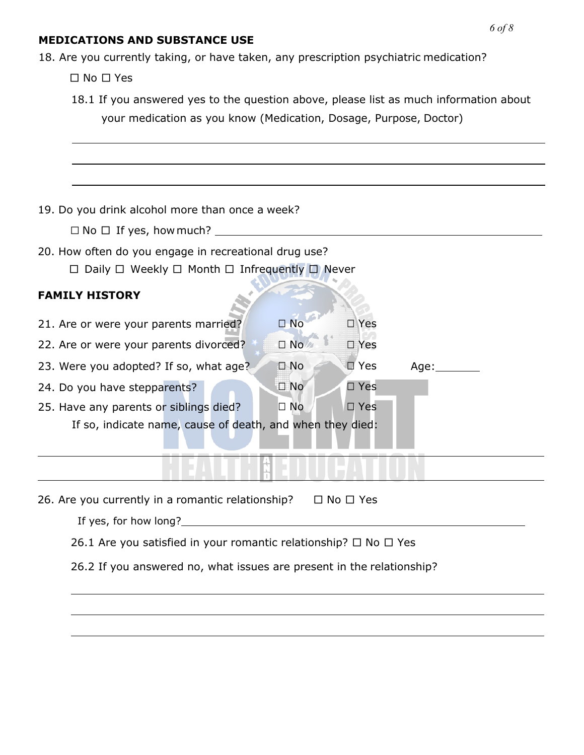## MEDICATIONS AND SUBSTANCE USE

18. Are you currently taking, or have taken, any prescription psychiatric medication?

    ☐ No ☐ Yes

    18.1 If you answered yes to the question above, please list as much information about your medication as you know (Medication, Dosage, Purpose, Doctor)

    \_\_\_\_\_\_\_\_\_\_\_\_\_\_\_\_\_\_\_\_\_\_\_\_\_\_\_\_\_\_\_\_\_\_\_\_\_\_\_\_\_\_\_\_\_\_\_\_\_\_\_\_

    \_\_\_\_\_\_\_\_\_\_\_\_\_\_\_\_\_\_\_\_\_\_\_\_\_\_\_\_\_\_\_\_\_\_\_\_\_\_\_\_\_\_\_\_\_\_\_\_\_\_\_\_

    \_\_\_\_\_\_\_\_\_\_\_\_\_\_\_\_\_\_\_\_\_\_\_\_\_\_\_\_\_\_\_\_\_\_\_\_\_\_\_\_\_\_\_\_\_\_\_\_\_\_\_\_

19. Do you drink alcohol more than once a week?

    ☐ No ☐ If yes, how much? \_\_\_\_\_\_\_\_\_\_\_\_\_\_\_\_\_\_\_\_\_\_\_\_\_\_\_\_\_\_\_\_\_\_\_\_

20. How often do you engage in recreational drug use?

    ☐ Daily ☐ Weekly ☐ Month ☐ Infrequently ☐ Never

## FAMILY HISTORY

21. Are or were your parents married? ☐ No ☐ Yes
22. Are or were your parents divorced? ☐ No ☐ Yes
23. Were you adopted? If so, what age? ☐ No ☐ Yes Age: \_\_\_\_\_\_\_\_
24. Do you have stepparents? ☐ No ☐ Yes
25. Have any parents or siblings died? ☐ No ☐ Yes

    If so, indicate name, cause of death, and when they died:

\_\_\_\_\_\_\_\_\_\_\_\_\_\_\_\_\_\_\_\_\_\_\_\_\_\_\_\_\_\_\_\_\_\_\_\_\_\_\_\_\_\_\_\_\_\_\_\_\_\_\_\_\_\_\_\_

\_\_\_\_\_\_\_\_\_\_\_\_\_\_\_\_\_\_\_\_\_\_\_\_\_\_\_\_\_\_\_\_\_\_\_\_\_\_\_\_\_\_\_\_\_\_\_\_\_\_\_\_\_\_\_\_

26. Are you currently in a romantic relationship? ☐ No ☐ Yes

    If yes, for how long? \_\_\_\_\_\_\_\_\_\_\_\_\_\_\_\_\_\_\_\_\_\_\_\_\_\_\_\_\_\_\_\_\_\_\_\_\_\_\_\_

    26.1 Are you satisfied in your romantic relationship? ☐ No ☐ Yes

    26.2 If you answered no, what issues are present in the relationship?

    \_\_\_\_\_\_\_\_\_\_\_\_\_\_\_\_\_\_\_\_\_\_\_\_\_\_\_\_\_\_\_\_\_\_\_\_\_\_\_\_\_\_\_\_\_\_\_\_\_\_\_\_

    \_\_\_\_\_\_\_\_\_\_\_\_\_\_\_\_\_\_\_\_\_\_\_\_\_\_\_\_\_\_\_\_\_\_\_\_\_\_\_\_\_\_\_\_\_\_\_\_\_\_\_\_

    \_\_\_\_\_\_\_\_\_\_\_\_\_\_\_\_\_\_\_\_\_\_\_\_\_\_\_\_\_\_\_\_\_\_\_\_\_\_\_\_\_\_\_\_\_\_\_\_\_\_\_\_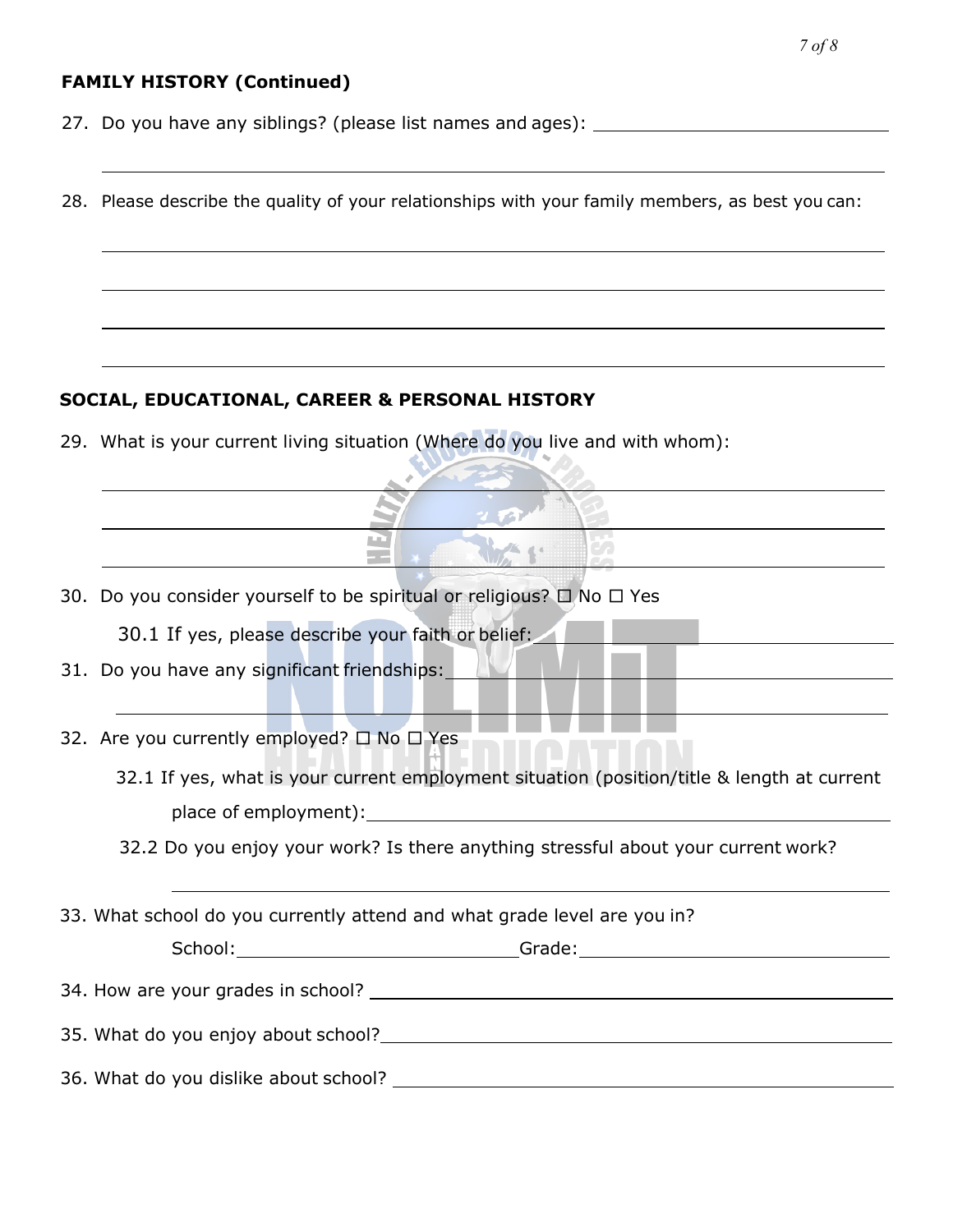**FAMILY HISTORY (Continued)**

27. Do you have any siblings? (please list names and ages): ______________________________

_______________________________________________________________________________

28. Please describe the quality of your relationships with your family members, as best you can:

_______________________________________________________________________________

_______________________________________________________________________________

_______________________________________________________________________________

_______________________________________________________________________________

**SOCIAL, EDUCATIONAL, CAREER & PERSONAL HISTORY**

29. What is your current living situation (Where do you live and with whom):

_______________________________________________________________________________

_______________________________________________________________________________

_______________________________________________________________________________

30. Do you consider yourself to be spiritual or religious? ☐ No ☐ Yes

    30.1 If yes, please describe your faith or belief: ______________________________

31. Do you have any significant friendships: ______________________________

_______________________________________________________________________________

32. Are you currently employed? ☐ No ☐ Yes

    32.1 If yes, what is your current employment situation (position/title & length at current place of employment): ______________________________

    32.2 Do you enjoy your work? Is there anything stressful about your current work?

_______________________________________________________________________________

33. What school do you currently attend and what grade level are you in?

    School: ______________________ Grade: ______________________

34. How are your grades in school? ______________________________

35. What do you enjoy about school? ______________________________

36. What do you dislike about school? ______________________________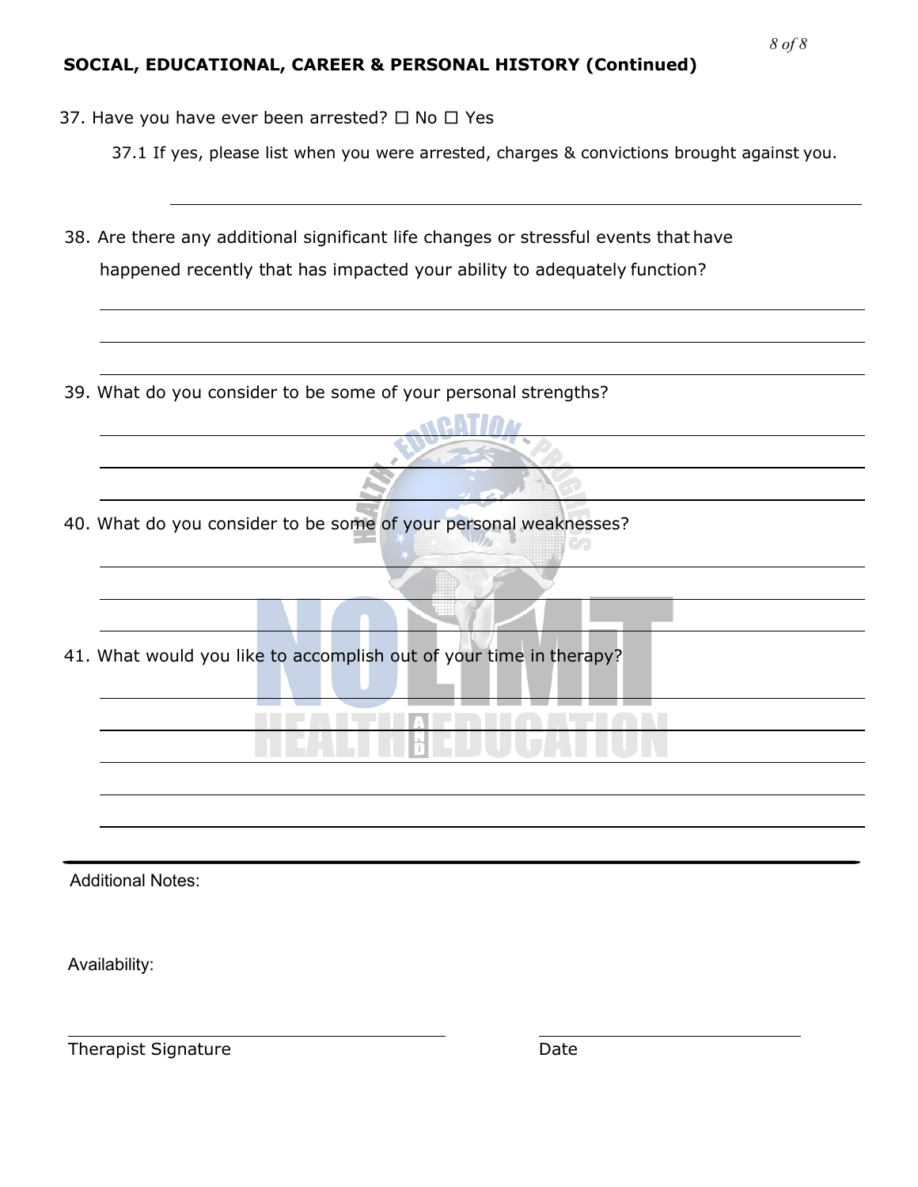## SOCIAL, EDUCATIONAL, CAREER & PERSONAL HISTORY (Continued)

37. Have you have ever been arrested? ☐ No ☐ Yes

    37.1 If yes, please list when you were arrested, charges & convictions brought against you.

38. Are there any additional significant life changes or stressful events that have happened recently that has impacted your ability to adequately function?

39. What do you consider to be some of your personal strengths?

40. What do you consider to be some of your personal weaknesses?

41. What would you like to accomplish out of your time in therapy?

---

Additional Notes:

Availability:

Therapist Signature

Date